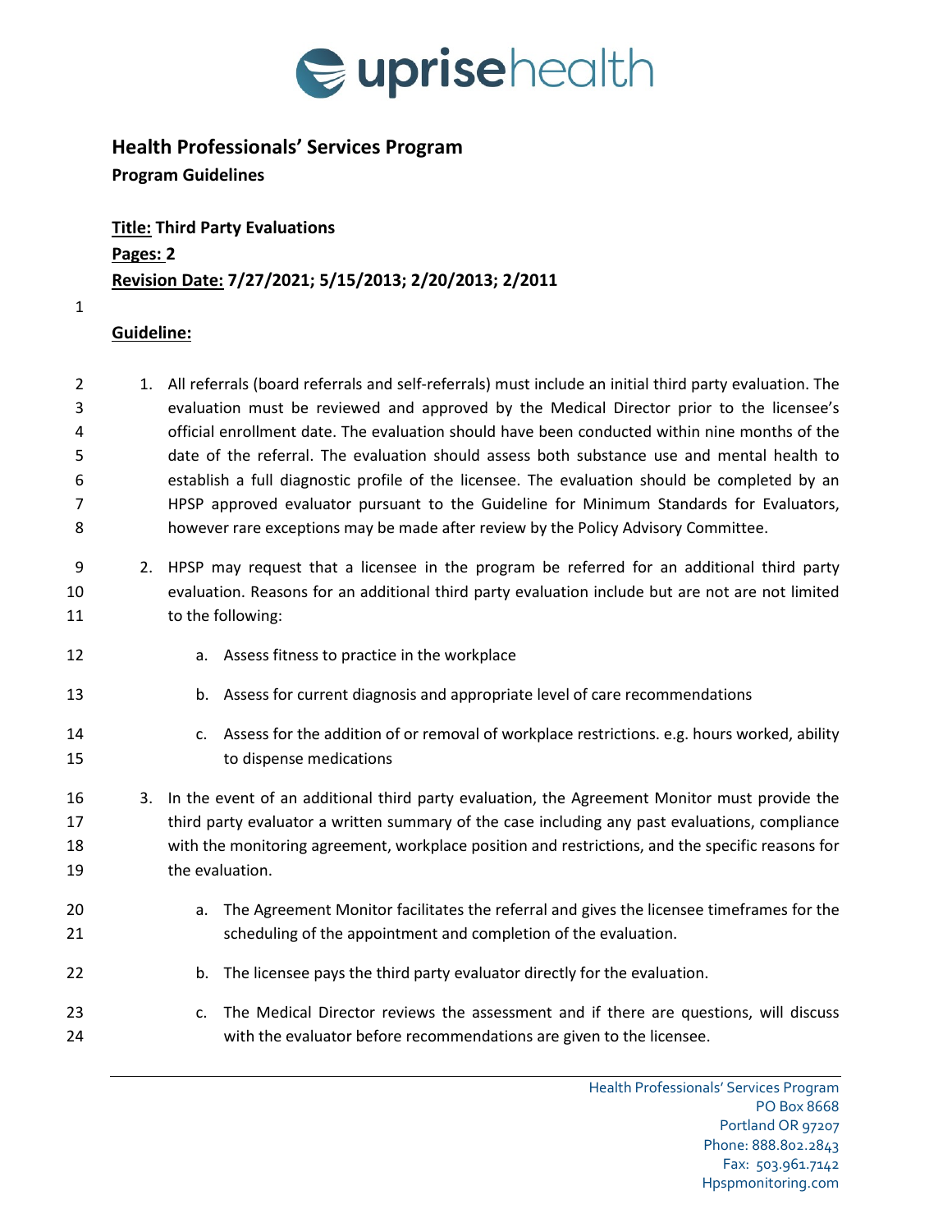## Health Professionals' Services Program

**Program Guidelines**

**Title: Third Party Evaluations**

**Pages: 2**

**Revision Date: 7/27/2021; 5/15/2013; 2/20/2013; 2/2011**

**Guideline:**

1. All referrals (board referrals and self-referrals) must include an initial third party evaluation. The evaluation must be reviewed and approved by the Medical Director prior to the licensee's official enrollment date. The evaluation should have been conducted within nine months of the date of the referral. The evaluation should assess both substance use and mental health to establish a full diagnostic profile of the licensee. The evaluation should be completed by an HPSP approved evaluator pursuant to the Guideline for Minimum Standards for Evaluators, however rare exceptions may be made after review by the Policy Advisory Committee.

2. HPSP may request that a licensee in the program be referred for an additional third party evaluation. Reasons for an additional third party evaluation include but are not are not limited to the following:

   a. Assess fitness to practice in the workplace

   b. Assess for current diagnosis and appropriate level of care recommendations

   c. Assess for the addition of or removal of workplace restrictions. e.g. hours worked, ability to dispense medications

3. In the event of an additional third party evaluation, the Agreement Monitor must provide the third party evaluator a written summary of the case including any past evaluations, compliance with the monitoring agreement, workplace position and restrictions, and the specific reasons for the evaluation.

   a. The Agreement Monitor facilitates the referral and gives the licensee timeframes for the scheduling of the appointment and completion of the evaluation.

   b. The licensee pays the third party evaluator directly for the evaluation.

   c. The Medical Director reviews the assessment and if there are questions, will discuss with the evaluator before recommendations are given to the licensee.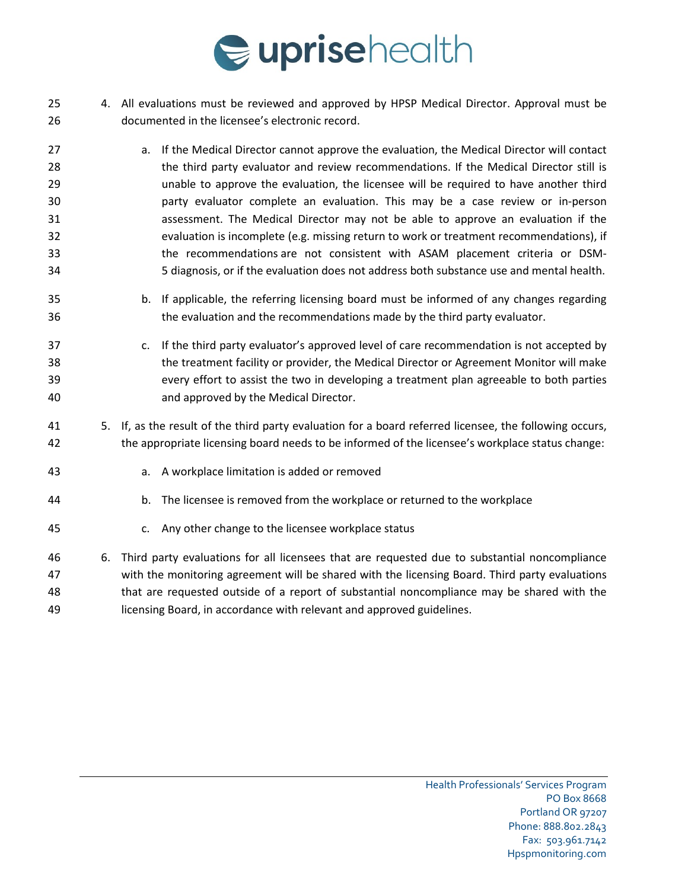4. All evaluations must be reviewed and approved by HPSP Medical Director. Approval must be documented in the licensee's electronic record.

    a. If the Medical Director cannot approve the evaluation, the Medical Director will contact the third party evaluator and review recommendations. If the Medical Director still is unable to approve the evaluation, the licensee will be required to have another third party evaluator complete an evaluation. This may be a case review or in-person assessment. The Medical Director may not be able to approve an evaluation if the evaluation is incomplete (e.g. missing return to work or treatment recommendations), if the recommendations are not consistent with ASAM placement criteria or DSM-5 diagnosis, or if the evaluation does not address both substance use and mental health.

    b. If applicable, the referring licensing board must be informed of any changes regarding the evaluation and the recommendations made by the third party evaluator.

    c. If the third party evaluator's approved level of care recommendation is not accepted by the treatment facility or provider, the Medical Director or Agreement Monitor will make every effort to assist the two in developing a treatment plan agreeable to both parties and approved by the Medical Director.

5. If, as the result of the third party evaluation for a board referred licensee, the following occurs, the appropriate licensing board needs to be informed of the licensee's workplace status change:

    a. A workplace limitation is added or removed

    b. The licensee is removed from the workplace or returned to the workplace

    c. Any other change to the licensee workplace status

6. Third party evaluations for all licensees that are requested due to substantial noncompliance with the monitoring agreement will be shared with the licensing Board. Third party evaluations that are requested outside of a report of substantial noncompliance may be shared with the licensing Board, in accordance with relevant and approved guidelines.